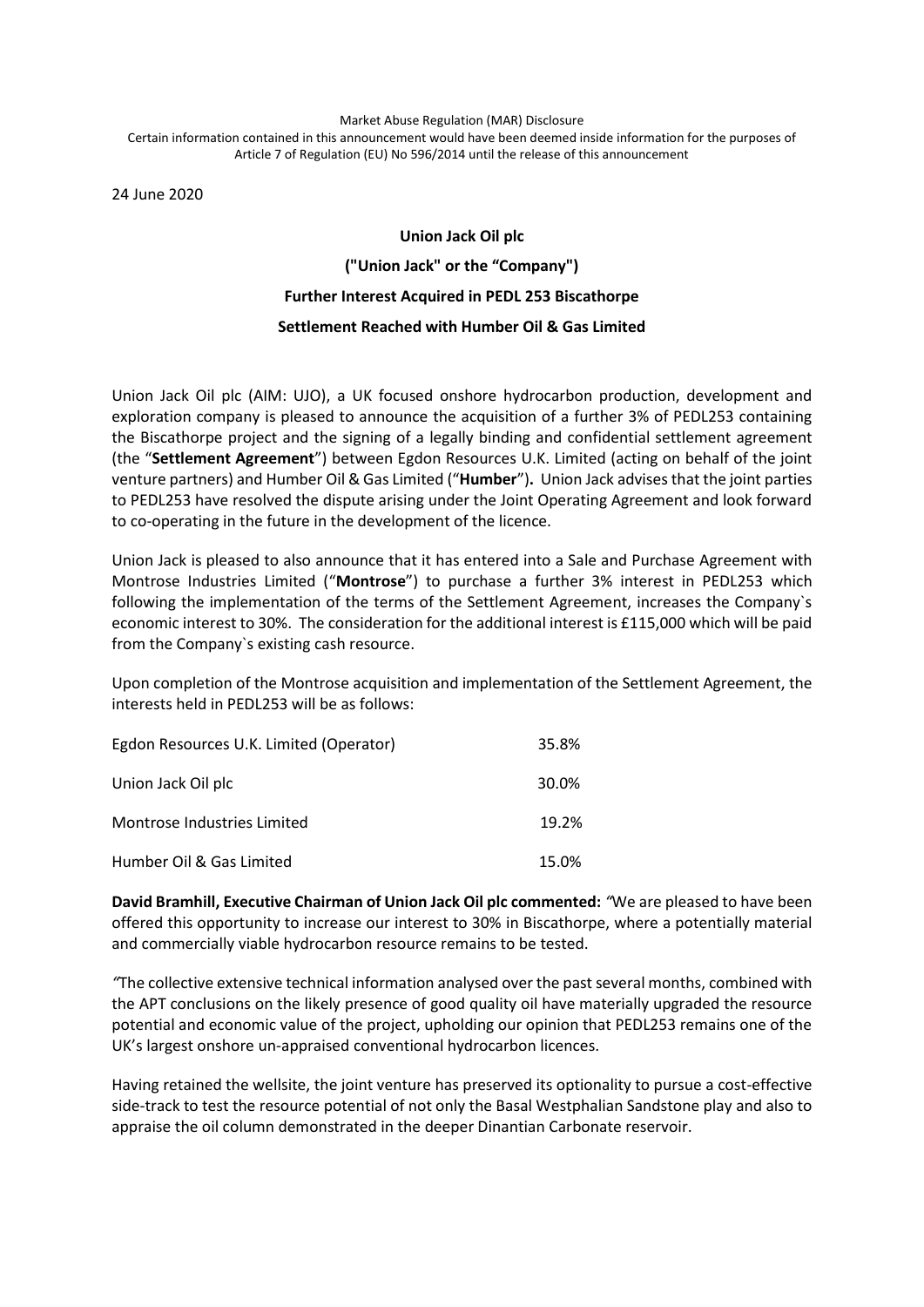Market Abuse Regulation (MAR) Disclosure
Certain information contained in this announcement would have been deemed inside information for the purposes of Article 7 of Regulation (EU) No 596/2014 until the release of this announcement

24 June 2020

**Union Jack Oil plc**

**("Union Jack" or the "Company")**

**Further Interest Acquired in PEDL 253 Biscathorpe**

**Settlement Reached with Humber Oil & Gas Limited**

Union Jack Oil plc (AIM: UJO), a UK focused onshore hydrocarbon production, development and exploration company is pleased to announce the acquisition of a further 3% of PEDL253 containing the Biscathorpe project and the signing of a legally binding and confidential settlement agreement (the "**Settlement Agreement**") between Egdon Resources U.K. Limited (acting on behalf of the joint venture partners) and Humber Oil & Gas Limited ("**Humber**")**.** Union Jack advises that the joint parties to PEDL253 have resolved the dispute arising under the Joint Operating Agreement and look forward to co-operating in the future in the development of the licence.

Union Jack is pleased to also announce that it has entered into a Sale and Purchase Agreement with Montrose Industries Limited ("**Montrose**") to purchase a further 3% interest in PEDL253 which following the implementation of the terms of the Settlement Agreement, increases the Company`s economic interest to 30%. The consideration for the additional interest is £115,000 which will be paid from the Company`s existing cash resource.

Upon completion of the Montrose acquisition and implementation of the Settlement Agreement, the interests held in PEDL253 will be as follows:

| | |
|---|---|
| Egdon Resources U.K. Limited (Operator) | 35.8% |
| Union Jack Oil plc | 30.0% |
| Montrose Industries Limited | 19.2% |
| Humber Oil & Gas Limited | 15.0% |

**David Bramhill, Executive Chairman of Union Jack Oil plc commented:** *"*We are pleased to have been offered this opportunity to increase our interest to 30% in Biscathorpe, where a potentially material and commercially viable hydrocarbon resource remains to be tested.

*"*The collective extensive technical information analysed over the past several months, combined with the APT conclusions on the likely presence of good quality oil have materially upgraded the resource potential and economic value of the project, upholding our opinion that PEDL253 remains one of the UK's largest onshore un-appraised conventional hydrocarbon licences.

Having retained the wellsite, the joint venture has preserved its optionality to pursue a cost-effective side-track to test the resource potential of not only the Basal Westphalian Sandstone play and also to appraise the oil column demonstrated in the deeper Dinantian Carbonate reservoir.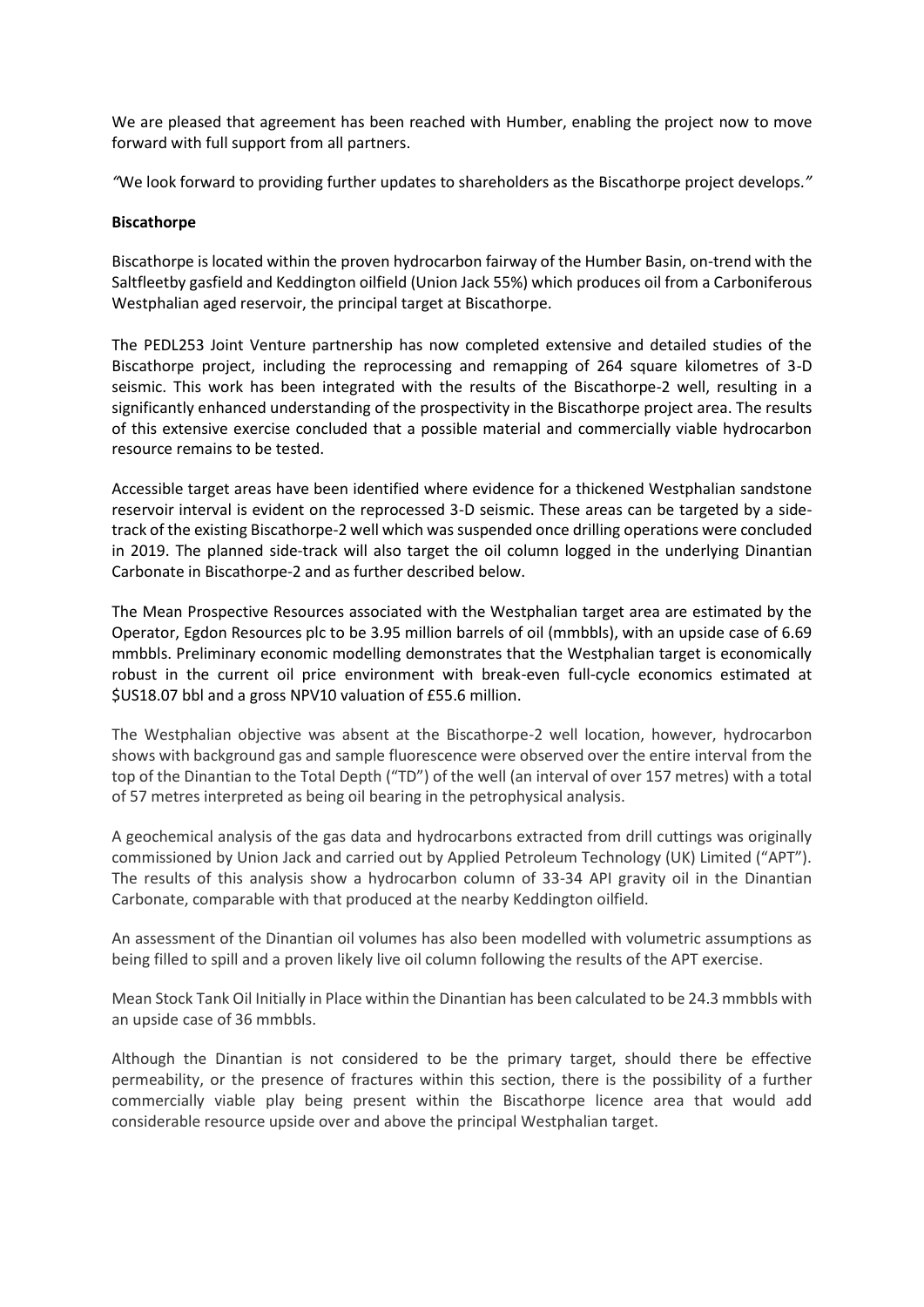We are pleased that agreement has been reached with Humber, enabling the project now to move forward with full support from all partners.

*"*We look forward to providing further updates to shareholders as the Biscathorpe project develops.*"*

**Biscathorpe**

Biscathorpe is located within the proven hydrocarbon fairway of the Humber Basin, on-trend with the Saltfleetby gasfield and Keddington oilfield (Union Jack 55%) which produces oil from a Carboniferous Westphalian aged reservoir, the principal target at Biscathorpe.

The PEDL253 Joint Venture partnership has now completed extensive and detailed studies of the Biscathorpe project, including the reprocessing and remapping of 264 square kilometres of 3-D seismic. This work has been integrated with the results of the Biscathorpe-2 well, resulting in a significantly enhanced understanding of the prospectivity in the Biscathorpe project area. The results of this extensive exercise concluded that a possible material and commercially viable hydrocarbon resource remains to be tested.

Accessible target areas have been identified where evidence for a thickened Westphalian sandstone reservoir interval is evident on the reprocessed 3-D seismic. These areas can be targeted by a side-track of the existing Biscathorpe-2 well which was suspended once drilling operations were concluded in 2019. The planned side-track will also target the oil column logged in the underlying Dinantian Carbonate in Biscathorpe-2 and as further described below.

The Mean Prospective Resources associated with the Westphalian target area are estimated by the Operator, Egdon Resources plc to be 3.95 million barrels of oil (mmbbls), with an upside case of 6.69 mmbbls. Preliminary economic modelling demonstrates that the Westphalian target is economically robust in the current oil price environment with break-even full-cycle economics estimated at $US18.07 bbl and a gross NPV10 valuation of £55.6 million.

The Westphalian objective was absent at the Biscathorpe-2 well location, however, hydrocarbon shows with background gas and sample fluorescence were observed over the entire interval from the top of the Dinantian to the Total Depth ("TD") of the well (an interval of over 157 metres) with a total of 57 metres interpreted as being oil bearing in the petrophysical analysis.

A geochemical analysis of the gas data and hydrocarbons extracted from drill cuttings was originally commissioned by Union Jack and carried out by Applied Petroleum Technology (UK) Limited ("APT"). The results of this analysis show a hydrocarbon column of 33-34 API gravity oil in the Dinantian Carbonate, comparable with that produced at the nearby Keddington oilfield.

An assessment of the Dinantian oil volumes has also been modelled with volumetric assumptions as being filled to spill and a proven likely live oil column following the results of the APT exercise.

Mean Stock Tank Oil Initially in Place within the Dinantian has been calculated to be 24.3 mmbbls with an upside case of 36 mmbbls.

Although the Dinantian is not considered to be the primary target, should there be effective permeability, or the presence of fractures within this section, there is the possibility of a further commercially viable play being present within the Biscathorpe licence area that would add considerable resource upside over and above the principal Westphalian target.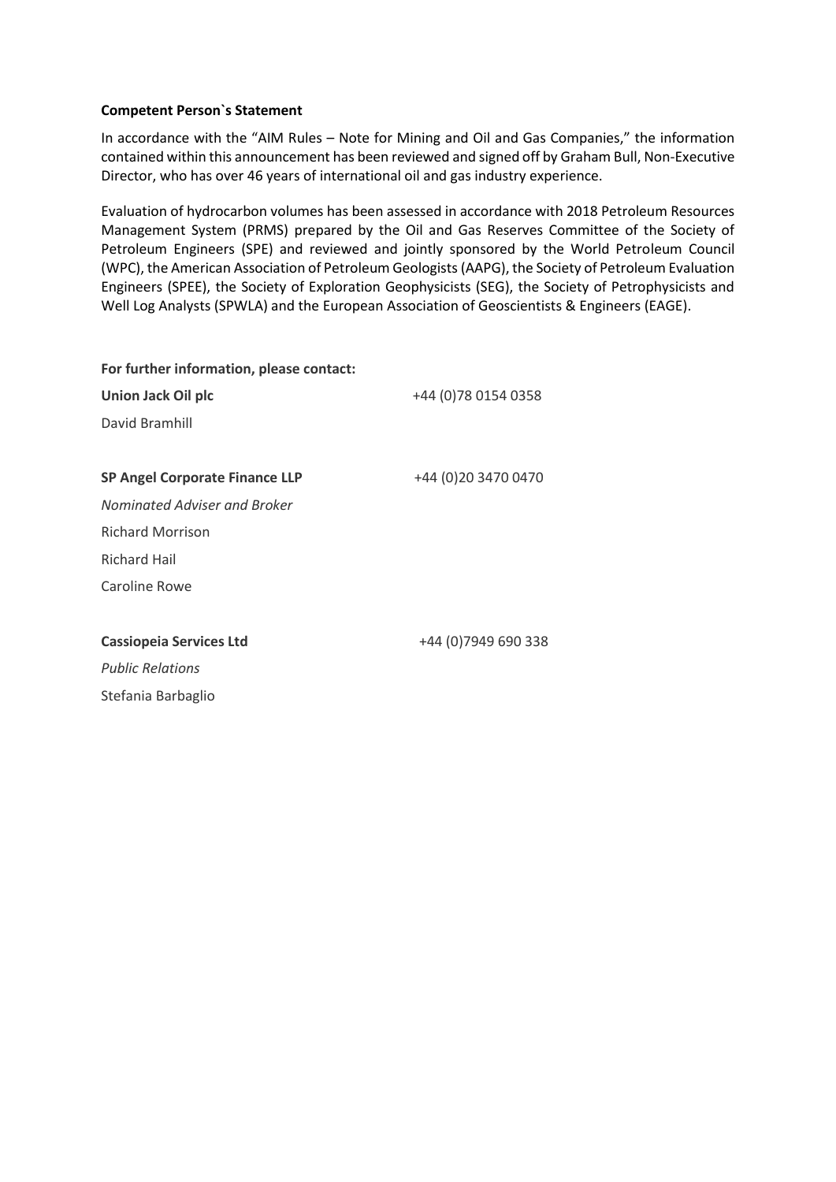**Competent Person`s Statement**

In accordance with the "AIM Rules – Note for Mining and Oil and Gas Companies," the information contained within this announcement has been reviewed and signed off by Graham Bull, Non-Executive Director, who has over 46 years of international oil and gas industry experience.

Evaluation of hydrocarbon volumes has been assessed in accordance with 2018 Petroleum Resources Management System (PRMS) prepared by the Oil and Gas Reserves Committee of the Society of Petroleum Engineers (SPE) and reviewed and jointly sponsored by the World Petroleum Council (WPC), the American Association of Petroleum Geologists (AAPG), the Society of Petroleum Evaluation Engineers (SPEE), the Society of Exploration Geophysicists (SEG), the Society of Petrophysicists and Well Log Analysts (SPWLA) and the European Association of Geoscientists & Engineers (EAGE).

**For further information, please contact:**

**Union Jack Oil plc** +44 (0)78 0154 0358

David Bramhill

**SP Angel Corporate Finance LLP** +44 (0)20 3470 0470

*Nominated Adviser and Broker*

Richard Morrison

Richard Hail

Caroline Rowe

**Cassiopeia Services Ltd** +44 (0)7949 690 338

*Public Relations*

Stefania Barbaglio